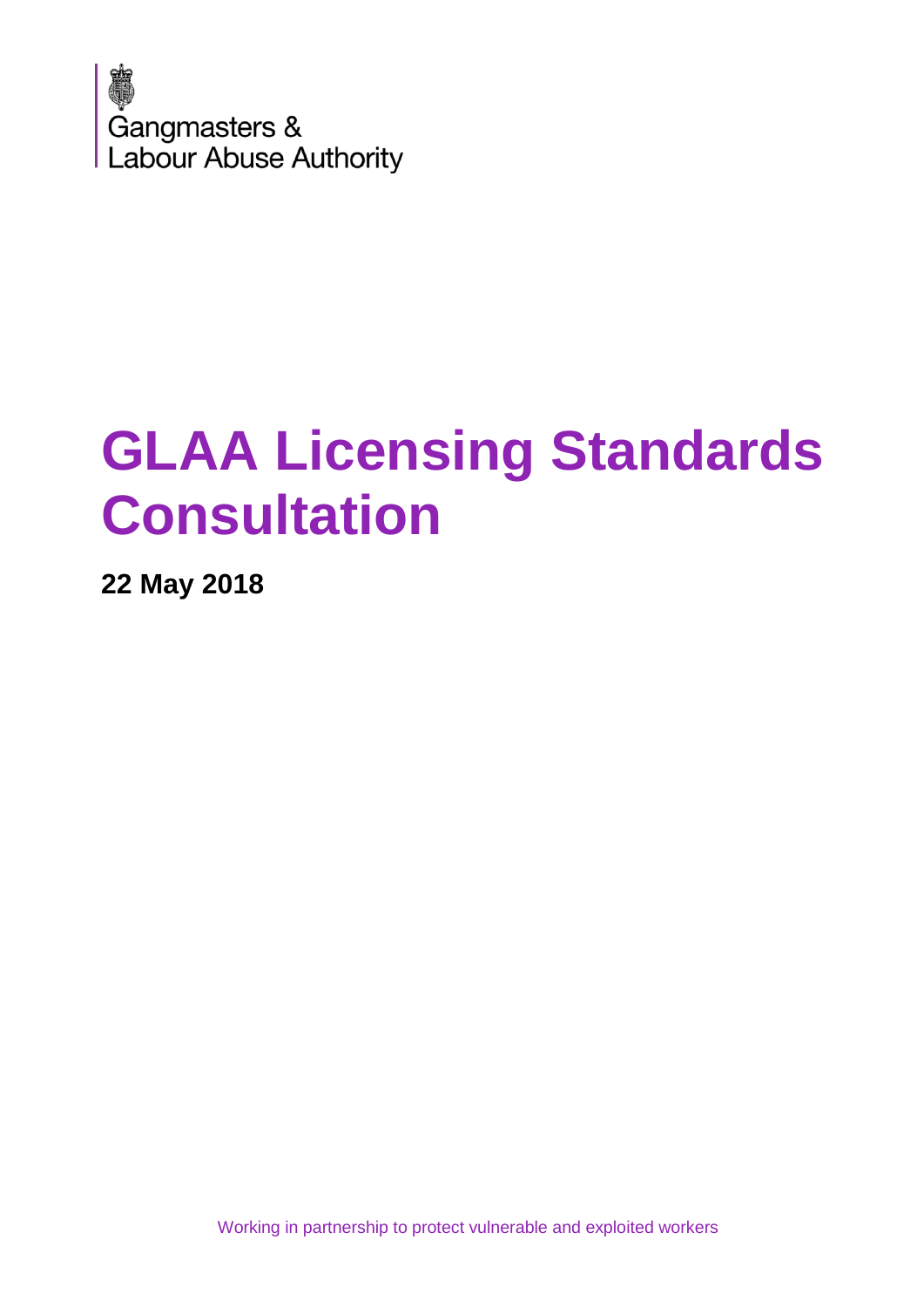Gangmasters &
Labour Abuse Authority

# GLAA Licensing Standards Consultation

**22 May 2018**

Working in partnership to protect vulnerable and exploited workers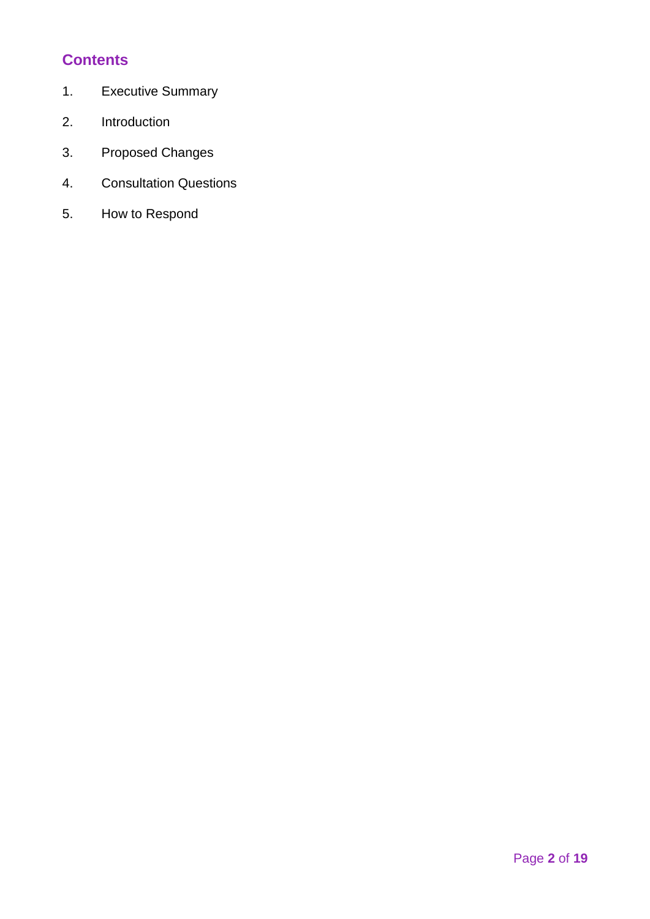## Contents

1. Executive Summary
2. Introduction
3. Proposed Changes
4. Consultation Questions
5. How to Respond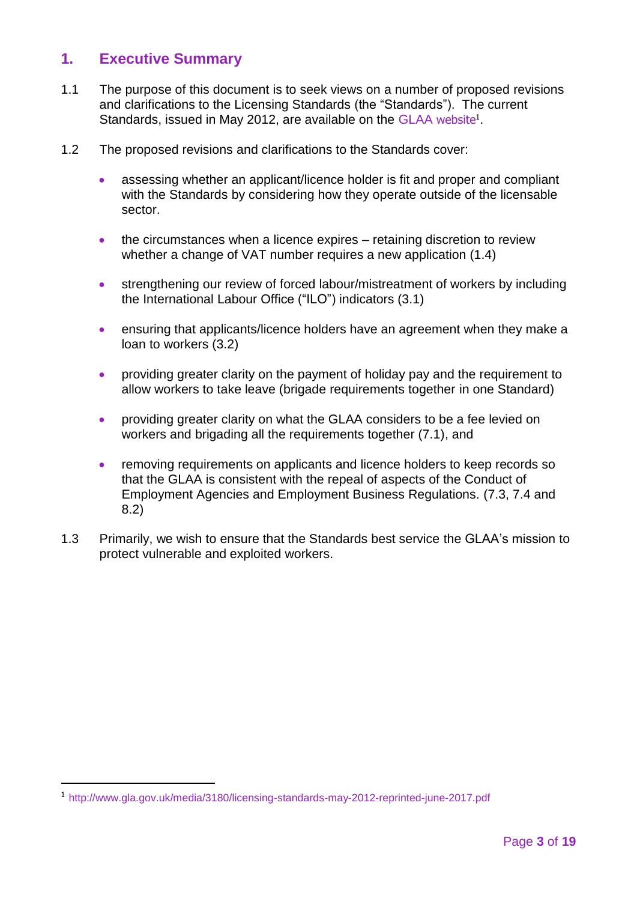## 1. Executive Summary

1.1 The purpose of this document is to seek views on a number of proposed revisions and clarifications to the Licensing Standards (the "Standards"). The current Standards, issued in May 2012, are available on the GLAA website[1].

1.2 The proposed revisions and clarifications to the Standards cover:

- assessing whether an applicant/licence holder is fit and proper and compliant with the Standards by considering how they operate outside of the licensable sector.
- the circumstances when a licence expires – retaining discretion to review whether a change of VAT number requires a new application (1.4)
- strengthening our review of forced labour/mistreatment of workers by including the International Labour Office ("ILO") indicators (3.1)
- ensuring that applicants/licence holders have an agreement when they make a loan to workers (3.2)
- providing greater clarity on the payment of holiday pay and the requirement to allow workers to take leave (brigade requirements together in one Standard)
- providing greater clarity on what the GLAA considers to be a fee levied on workers and brigading all the requirements together (7.1), and
- removing requirements on applicants and licence holders to keep records so that the GLAA is consistent with the repeal of aspects of the Conduct of Employment Agencies and Employment Business Regulations. (7.3, 7.4 and 8.2)

1.3 Primarily, we wish to ensure that the Standards best service the GLAA's mission to protect vulnerable and exploited workers.

---

[1] http://www.gla.gov.uk/media/3180/licensing-standards-may-2012-reprinted-june-2017.pdf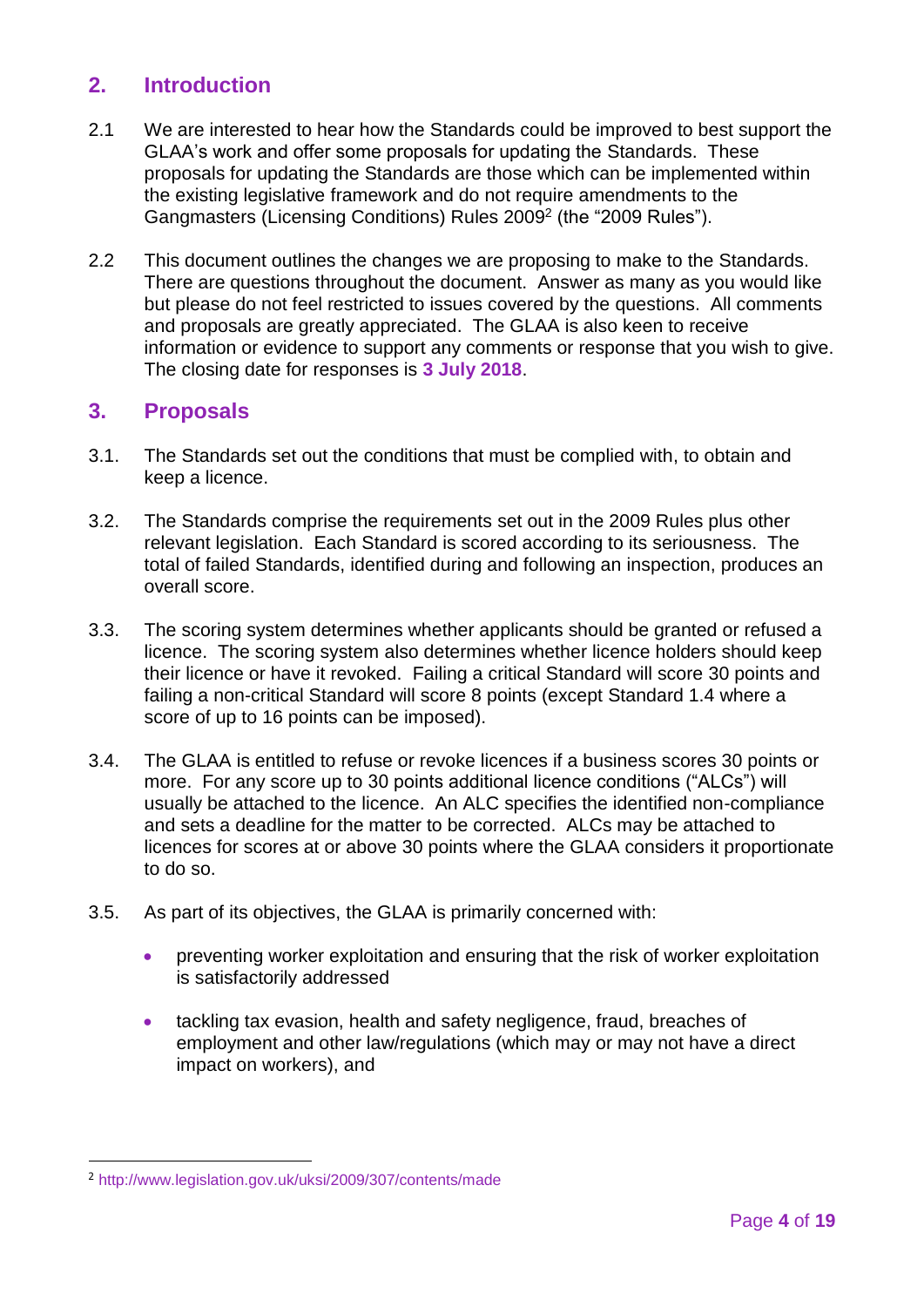## 2. Introduction

2.1 We are interested to hear how the Standards could be improved to best support the GLAA's work and offer some proposals for updating the Standards. These proposals for updating the Standards are those which can be implemented within the existing legislative framework and do not require amendments to the Gangmasters (Licensing Conditions) Rules 2009[2] (the "2009 Rules").

2.2 This document outlines the changes we are proposing to make to the Standards. There are questions throughout the document. Answer as many as you would like but please do not feel restricted to issues covered by the questions. All comments and proposals are greatly appreciated. The GLAA is also keen to receive information or evidence to support any comments or response that you wish to give. The closing date for responses is **3 July 2018**.

## 3. Proposals

3.1. The Standards set out the conditions that must be complied with, to obtain and keep a licence.

3.2. The Standards comprise the requirements set out in the 2009 Rules plus other relevant legislation. Each Standard is scored according to its seriousness. The total of failed Standards, identified during and following an inspection, produces an overall score.

3.3. The scoring system determines whether applicants should be granted or refused a licence. The scoring system also determines whether licence holders should keep their licence or have it revoked. Failing a critical Standard will score 30 points and failing a non-critical Standard will score 8 points (except Standard 1.4 where a score of up to 16 points can be imposed).

3.4. The GLAA is entitled to refuse or revoke licences if a business scores 30 points or more. For any score up to 30 points additional licence conditions ("ALCs") will usually be attached to the licence. An ALC specifies the identified non-compliance and sets a deadline for the matter to be corrected. ALCs may be attached to licences for scores at or above 30 points where the GLAA considers it proportionate to do so.

3.5. As part of its objectives, the GLAA is primarily concerned with:

- preventing worker exploitation and ensuring that the risk of worker exploitation is satisfactorily addressed
- tackling tax evasion, health and safety negligence, fraud, breaches of employment and other law/regulations (which may or may not have a direct impact on workers), and

---

[2] http://www.legislation.gov.uk/uksi/2009/307/contents/made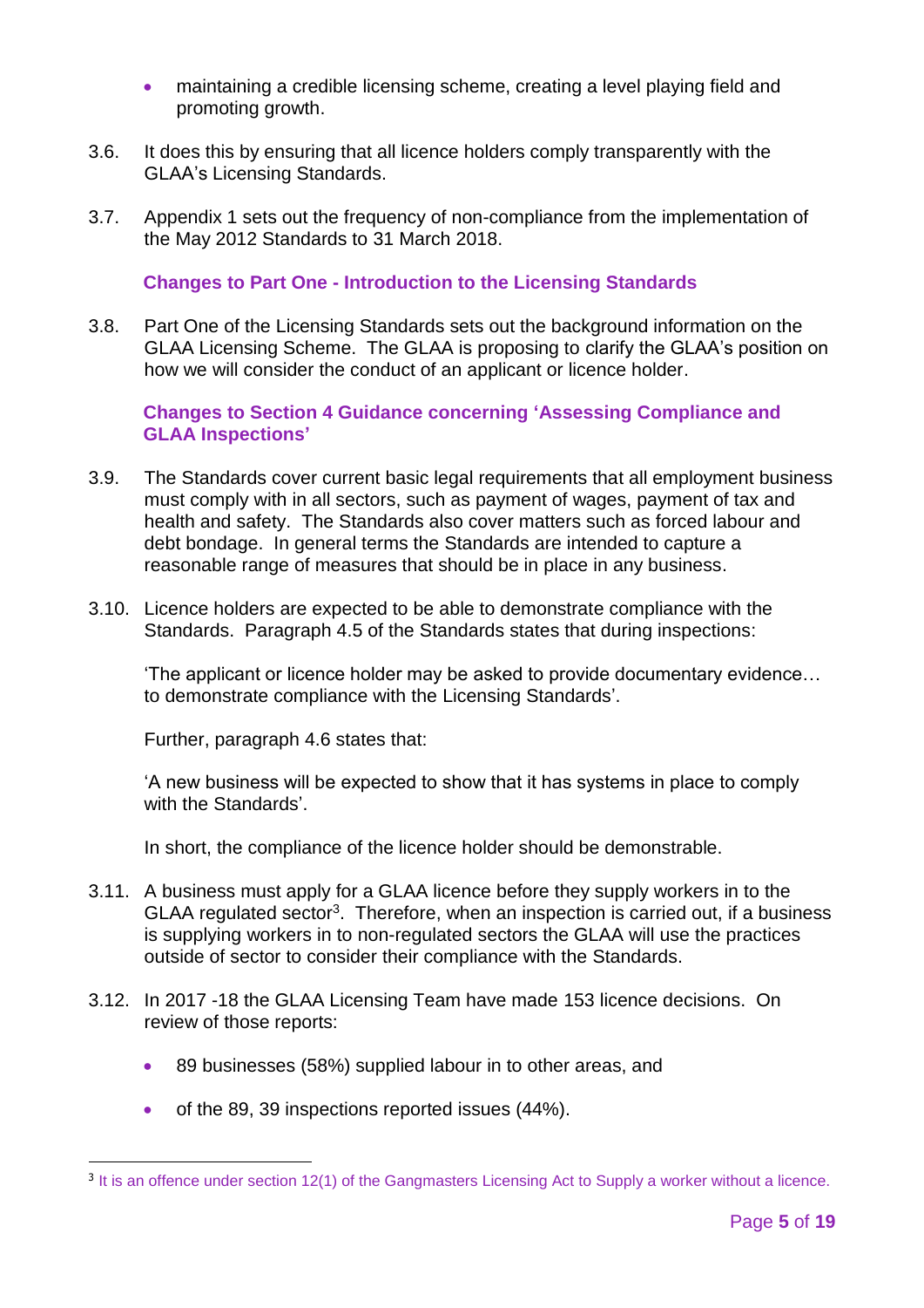- maintaining a credible licensing scheme, creating a level playing field and promoting growth.

3.6. It does this by ensuring that all licence holders comply transparently with the GLAA's Licensing Standards.

3.7. Appendix 1 sets out the frequency of non-compliance from the implementation of the May 2012 Standards to 31 March 2018.

### Changes to Part One - Introduction to the Licensing Standards

3.8. Part One of the Licensing Standards sets out the background information on the GLAA Licensing Scheme. The GLAA is proposing to clarify the GLAA's position on how we will consider the conduct of an applicant or licence holder.

### Changes to Section 4 Guidance concerning 'Assessing Compliance and GLAA Inspections'

3.9. The Standards cover current basic legal requirements that all employment business must comply with in all sectors, such as payment of wages, payment of tax and health and safety. The Standards also cover matters such as forced labour and debt bondage. In general terms the Standards are intended to capture a reasonable range of measures that should be in place in any business.

3.10. Licence holders are expected to be able to demonstrate compliance with the Standards. Paragraph 4.5 of the Standards states that during inspections:

'The applicant or licence holder may be asked to provide documentary evidence… to demonstrate compliance with the Licensing Standards'.

Further, paragraph 4.6 states that:

'A new business will be expected to show that it has systems in place to comply with the Standards'.

In short, the compliance of the licence holder should be demonstrable.

3.11. A business must apply for a GLAA licence before they supply workers in to the GLAA regulated sector[3]. Therefore, when an inspection is carried out, if a business is supplying workers in to non-regulated sectors the GLAA will use the practices outside of sector to consider their compliance with the Standards.

3.12. In 2017 -18 the GLAA Licensing Team have made 153 licence decisions. On review of those reports:

- 89 businesses (58%) supplied labour in to other areas, and
- of the 89, 39 inspections reported issues (44%).

[3] It is an offence under section 12(1) of the Gangmasters Licensing Act to Supply a worker without a licence.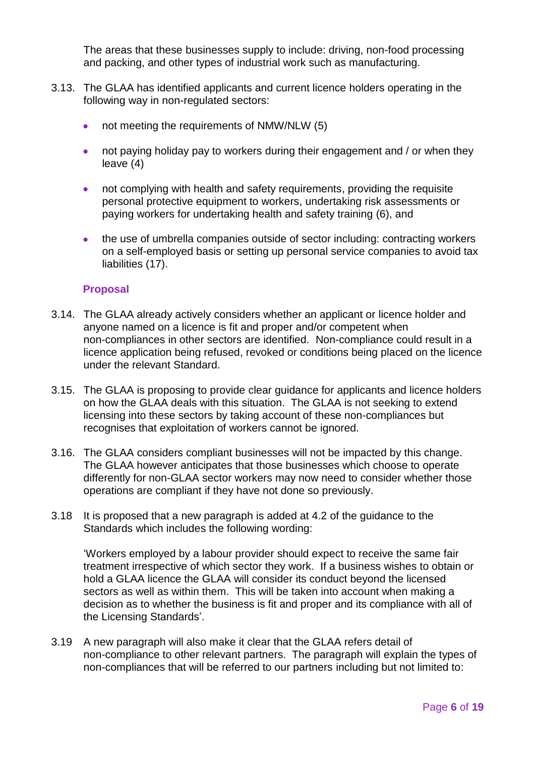The areas that these businesses supply to include: driving, non-food processing and packing, and other types of industrial work such as manufacturing.

3.13. The GLAA has identified applicants and current licence holders operating in the following way in non-regulated sectors:

- not meeting the requirements of NMW/NLW (5)
- not paying holiday pay to workers during their engagement and / or when they leave (4)
- not complying with health and safety requirements, providing the requisite personal protective equipment to workers, undertaking risk assessments or paying workers for undertaking health and safety training (6), and
- the use of umbrella companies outside of sector including: contracting workers on a self-employed basis or setting up personal service companies to avoid tax liabilities (17).

### Proposal

3.14. The GLAA already actively considers whether an applicant or licence holder and anyone named on a licence is fit and proper and/or competent when non-compliances in other sectors are identified. Non-compliance could result in a licence application being refused, revoked or conditions being placed on the licence under the relevant Standard.

3.15. The GLAA is proposing to provide clear guidance for applicants and licence holders on how the GLAA deals with this situation. The GLAA is not seeking to extend licensing into these sectors by taking account of these non-compliances but recognises that exploitation of workers cannot be ignored.

3.16. The GLAA considers compliant businesses will not be impacted by this change. The GLAA however anticipates that those businesses which choose to operate differently for non-GLAA sector workers may now need to consider whether those operations are compliant if they have not done so previously.

3.18 It is proposed that a new paragraph is added at 4.2 of the guidance to the Standards which includes the following wording:

'Workers employed by a labour provider should expect to receive the same fair treatment irrespective of which sector they work. If a business wishes to obtain or hold a GLAA licence the GLAA will consider its conduct beyond the licensed sectors as well as within them. This will be taken into account when making a decision as to whether the business is fit and proper and its compliance with all of the Licensing Standards'.

3.19 A new paragraph will also make it clear that the GLAA refers detail of non-compliance to other relevant partners. The paragraph will explain the types of non-compliances that will be referred to our partners including but not limited to: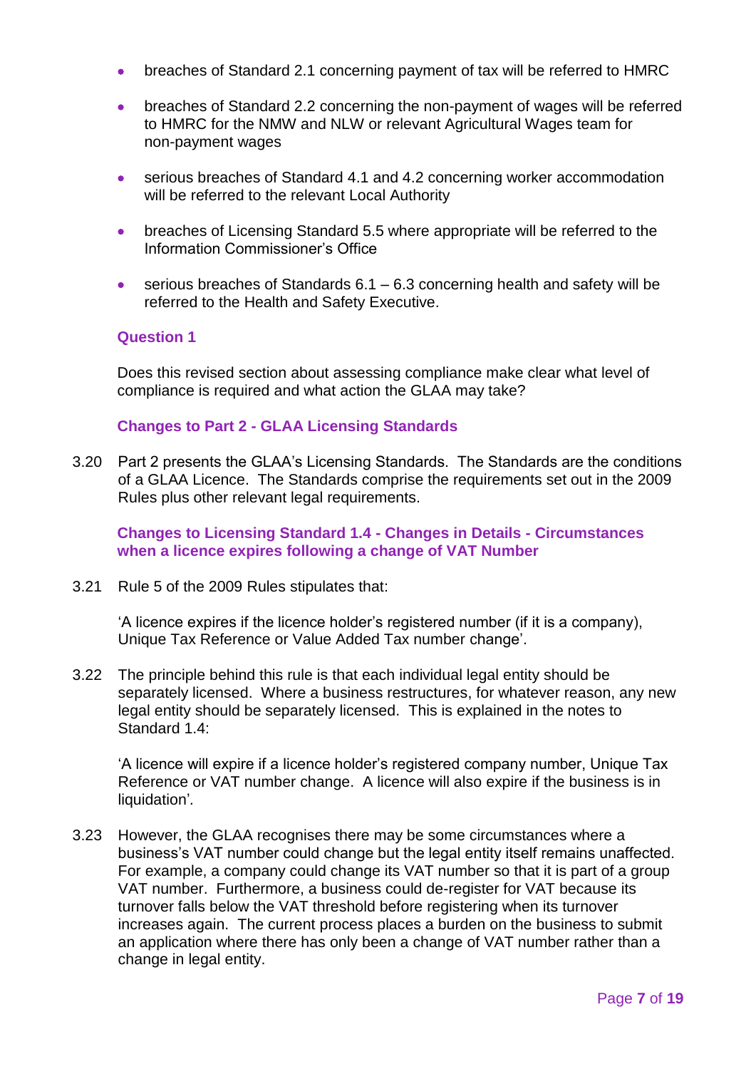- breaches of Standard 2.1 concerning payment of tax will be referred to HMRC
- breaches of Standard 2.2 concerning the non-payment of wages will be referred to HMRC for the NMW and NLW or relevant Agricultural Wages team for non-payment wages
- serious breaches of Standard 4.1 and 4.2 concerning worker accommodation will be referred to the relevant Local Authority
- breaches of Licensing Standard 5.5 where appropriate will be referred to the Information Commissioner's Office
- serious breaches of Standards 6.1 – 6.3 concerning health and safety will be referred to the Health and Safety Executive.

### Question 1

Does this revised section about assessing compliance make clear what level of compliance is required and what action the GLAA may take?

### Changes to Part 2 - GLAA Licensing Standards

3.20 Part 2 presents the GLAA's Licensing Standards. The Standards are the conditions of a GLAA Licence. The Standards comprise the requirements set out in the 2009 Rules plus other relevant legal requirements.

### Changes to Licensing Standard 1.4 - Changes in Details - Circumstances when a licence expires following a change of VAT Number

3.21 Rule 5 of the 2009 Rules stipulates that:

'A licence expires if the licence holder's registered number (if it is a company), Unique Tax Reference or Value Added Tax number change'.

3.22 The principle behind this rule is that each individual legal entity should be separately licensed. Where a business restructures, for whatever reason, any new legal entity should be separately licensed. This is explained in the notes to Standard 1.4:

'A licence will expire if a licence holder's registered company number, Unique Tax Reference or VAT number change. A licence will also expire if the business is in liquidation'.

3.23 However, the GLAA recognises there may be some circumstances where a business's VAT number could change but the legal entity itself remains unaffected. For example, a company could change its VAT number so that it is part of a group VAT number. Furthermore, a business could de-register for VAT because its turnover falls below the VAT threshold before registering when its turnover increases again. The current process places a burden on the business to submit an application where there has only been a change of VAT number rather than a change in legal entity.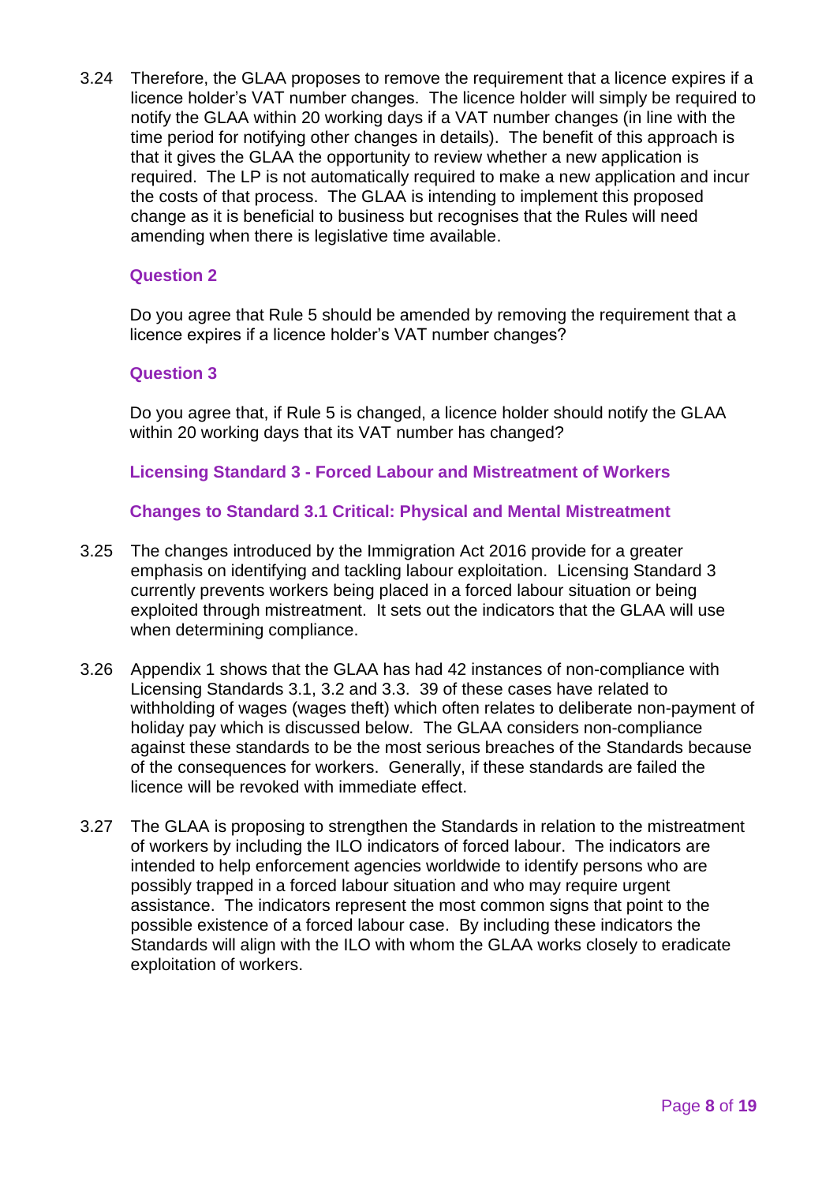3.24 Therefore, the GLAA proposes to remove the requirement that a licence expires if a licence holder's VAT number changes. The licence holder will simply be required to notify the GLAA within 20 working days if a VAT number changes (in line with the time period for notifying other changes in details). The benefit of this approach is that it gives the GLAA the opportunity to review whether a new application is required. The LP is not automatically required to make a new application and incur the costs of that process. The GLAA is intending to implement this proposed change as it is beneficial to business but recognises that the Rules will need amending when there is legislative time available.

**Question 2**

Do you agree that Rule 5 should be amended by removing the requirement that a licence expires if a licence holder's VAT number changes?

**Question 3**

Do you agree that, if Rule 5 is changed, a licence holder should notify the GLAA within 20 working days that its VAT number has changed?

### Licensing Standard 3 - Forced Labour and Mistreatment of Workers

#### Changes to Standard 3.1 Critical: Physical and Mental Mistreatment

3.25 The changes introduced by the Immigration Act 2016 provide for a greater emphasis on identifying and tackling labour exploitation. Licensing Standard 3 currently prevents workers being placed in a forced labour situation or being exploited through mistreatment. It sets out the indicators that the GLAA will use when determining compliance.

3.26 Appendix 1 shows that the GLAA has had 42 instances of non-compliance with Licensing Standards 3.1, 3.2 and 3.3. 39 of these cases have related to withholding of wages (wages theft) which often relates to deliberate non-payment of holiday pay which is discussed below. The GLAA considers non-compliance against these standards to be the most serious breaches of the Standards because of the consequences for workers. Generally, if these standards are failed the licence will be revoked with immediate effect.

3.27 The GLAA is proposing to strengthen the Standards in relation to the mistreatment of workers by including the ILO indicators of forced labour. The indicators are intended to help enforcement agencies worldwide to identify persons who are possibly trapped in a forced labour situation and who may require urgent assistance. The indicators represent the most common signs that point to the possible existence of a forced labour case. By including these indicators the Standards will align with the ILO with whom the GLAA works closely to eradicate exploitation of workers.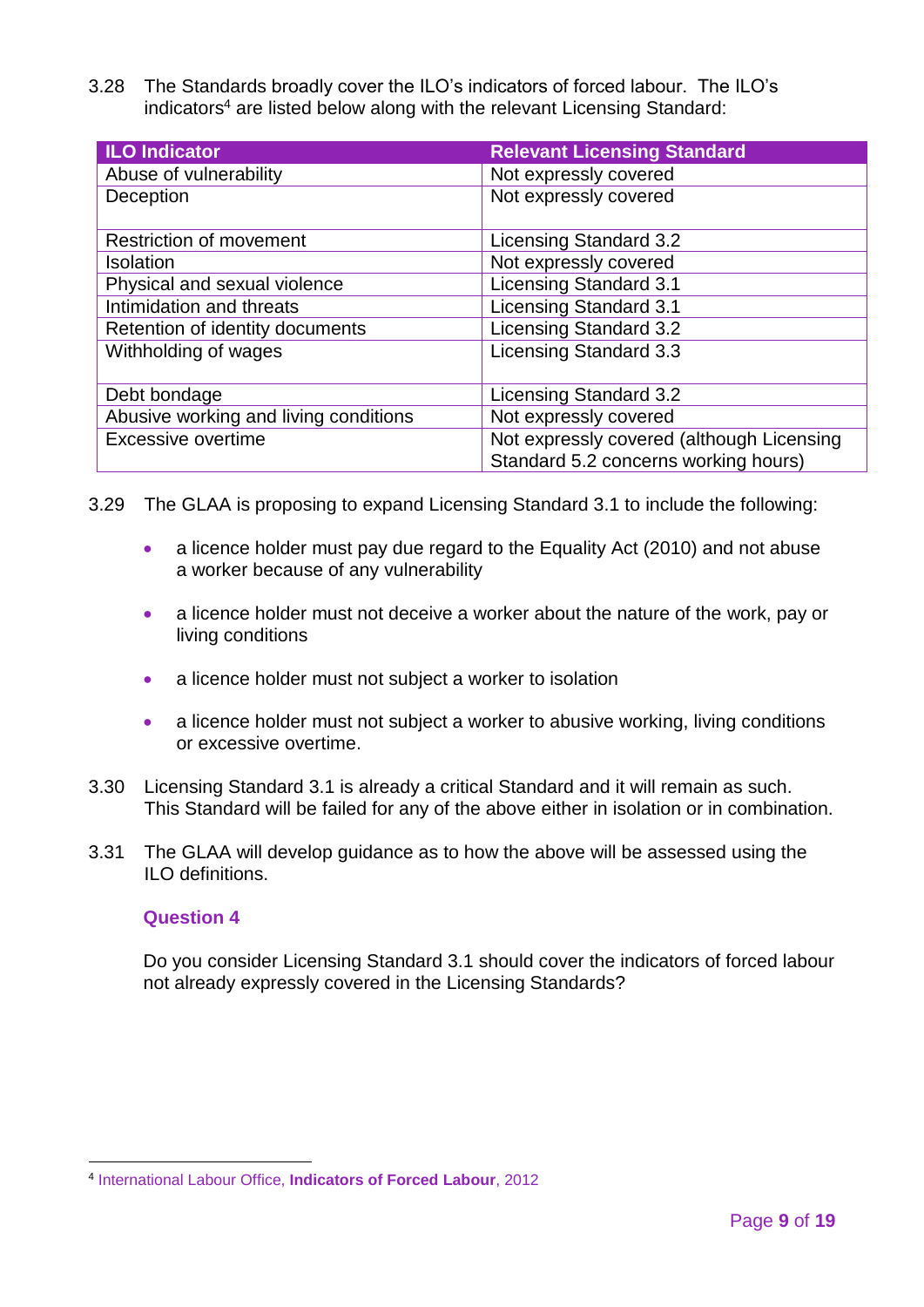3.28 The Standards broadly cover the ILO's indicators of forced labour. The ILO's indicators[4] are listed below along with the relevant Licensing Standard:

| ILO Indicator | Relevant Licensing Standard |
| --- | --- |
| Abuse of vulnerability | Not expressly covered |
| Deception | Not expressly covered |
| Restriction of movement | Licensing Standard 3.2 |
| Isolation | Not expressly covered |
| Physical and sexual violence | Licensing Standard 3.1 |
| Intimidation and threats | Licensing Standard 3.1 |
| Retention of identity documents | Licensing Standard 3.2 |
| Withholding of wages | Licensing Standard 3.3 |
| Debt bondage | Licensing Standard 3.2 |
| Abusive working and living conditions | Not expressly covered |
| Excessive overtime | Not expressly covered (although Licensing Standard 5.2 concerns working hours) |

3.29 The GLAA is proposing to expand Licensing Standard 3.1 to include the following:

- a licence holder must pay due regard to the Equality Act (2010) and not abuse a worker because of any vulnerability
- a licence holder must not deceive a worker about the nature of the work, pay or living conditions
- a licence holder must not subject a worker to isolation
- a licence holder must not subject a worker to abusive working, living conditions or excessive overtime.

3.30 Licensing Standard 3.1 is already a critical Standard and it will remain as such. This Standard will be failed for any of the above either in isolation or in combination.

3.31 The GLAA will develop guidance as to how the above will be assessed using the ILO definitions.

**Question 4**

Do you consider Licensing Standard 3.1 should cover the indicators of forced labour not already expressly covered in the Licensing Standards?

[4] International Labour Office, **Indicators of Forced Labour**, 2012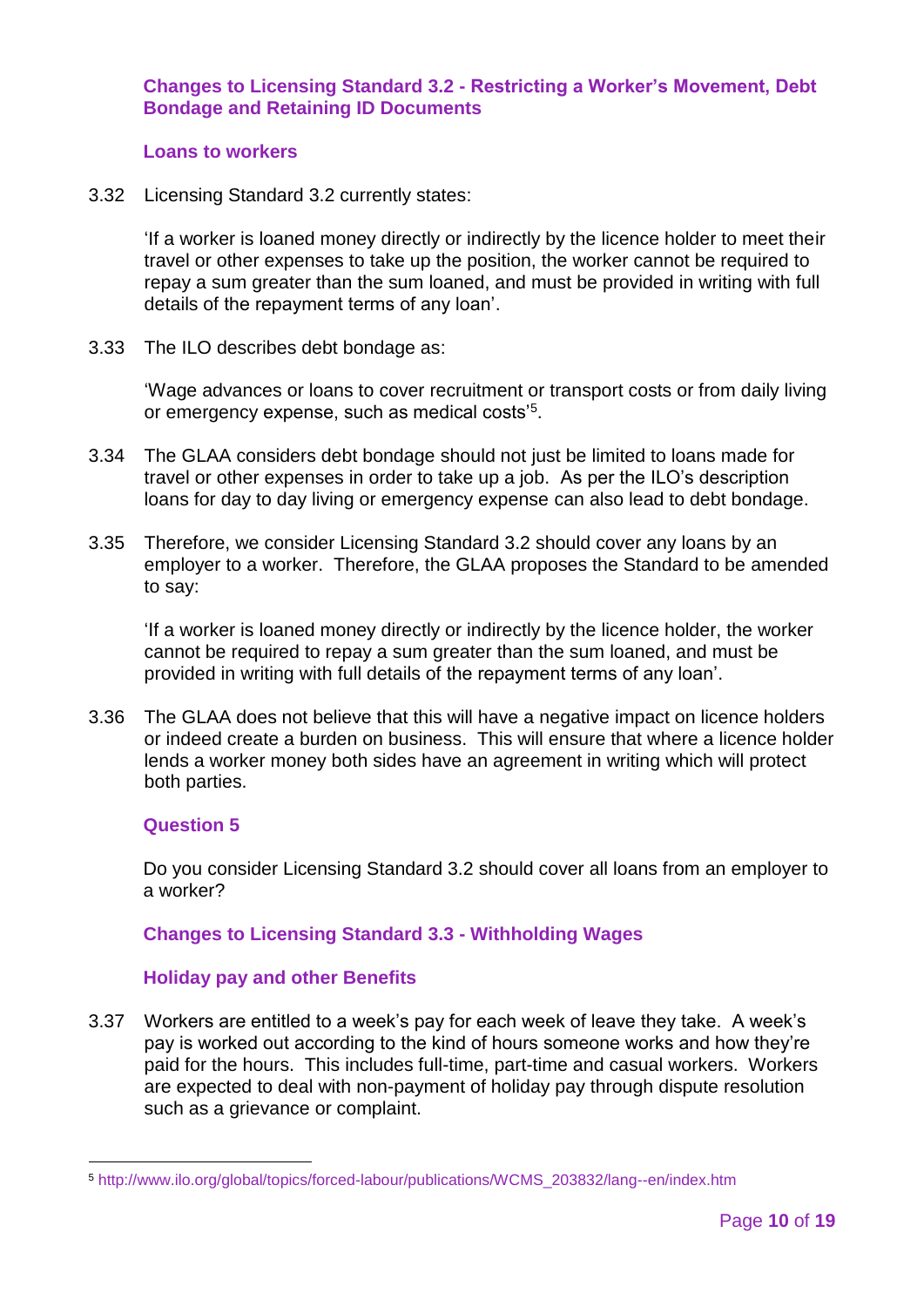### Changes to Licensing Standard 3.2 - Restricting a Worker's Movement, Debt Bondage and Retaining ID Documents

#### Loans to workers

3.32 Licensing Standard 3.2 currently states:

'If a worker is loaned money directly or indirectly by the licence holder to meet their travel or other expenses to take up the position, the worker cannot be required to repay a sum greater than the sum loaned, and must be provided in writing with full details of the repayment terms of any loan'.

3.33 The ILO describes debt bondage as:

'Wage advances or loans to cover recruitment or transport costs or from daily living or emergency expense, such as medical costs'[5].

3.34 The GLAA considers debt bondage should not just be limited to loans made for travel or other expenses in order to take up a job. As per the ILO's description loans for day to day living or emergency expense can also lead to debt bondage.

3.35 Therefore, we consider Licensing Standard 3.2 should cover any loans by an employer to a worker. Therefore, the GLAA proposes the Standard to be amended to say:

'If a worker is loaned money directly or indirectly by the licence holder, the worker cannot be required to repay a sum greater than the sum loaned, and must be provided in writing with full details of the repayment terms of any loan'.

3.36 The GLAA does not believe that this will have a negative impact on licence holders or indeed create a burden on business. This will ensure that where a licence holder lends a worker money both sides have an agreement in writing which will protect both parties.

#### Question 5

Do you consider Licensing Standard 3.2 should cover all loans from an employer to a worker?

### Changes to Licensing Standard 3.3 - Withholding Wages

#### Holiday pay and other Benefits

3.37 Workers are entitled to a week's pay for each week of leave they take. A week's pay is worked out according to the kind of hours someone works and how they're paid for the hours. This includes full-time, part-time and casual workers. Workers are expected to deal with non-payment of holiday pay through dispute resolution such as a grievance or complaint.

---

[5] http://www.ilo.org/global/topics/forced-labour/publications/WCMS_203832/lang--en/index.htm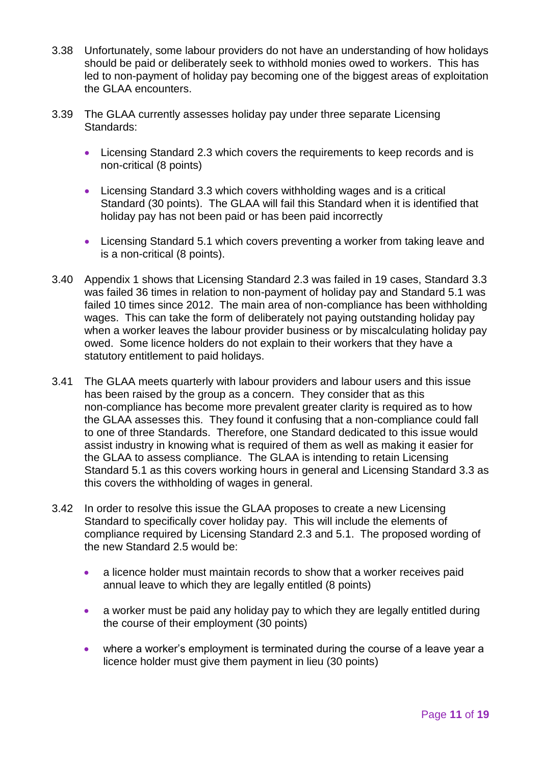3.38 Unfortunately, some labour providers do not have an understanding of how holidays should be paid or deliberately seek to withhold monies owed to workers. This has led to non-payment of holiday pay becoming one of the biggest areas of exploitation the GLAA encounters.

3.39 The GLAA currently assesses holiday pay under three separate Licensing Standards:

- Licensing Standard 2.3 which covers the requirements to keep records and is non-critical (8 points)
- Licensing Standard 3.3 which covers withholding wages and is a critical Standard (30 points). The GLAA will fail this Standard when it is identified that holiday pay has not been paid or has been paid incorrectly
- Licensing Standard 5.1 which covers preventing a worker from taking leave and is a non-critical (8 points).

3.40 Appendix 1 shows that Licensing Standard 2.3 was failed in 19 cases, Standard 3.3 was failed 36 times in relation to non-payment of holiday pay and Standard 5.1 was failed 10 times since 2012. The main area of non-compliance has been withholding wages. This can take the form of deliberately not paying outstanding holiday pay when a worker leaves the labour provider business or by miscalculating holiday pay owed. Some licence holders do not explain to their workers that they have a statutory entitlement to paid holidays.

3.41 The GLAA meets quarterly with labour providers and labour users and this issue has been raised by the group as a concern. They consider that as this non-compliance has become more prevalent greater clarity is required as to how the GLAA assesses this. They found it confusing that a non-compliance could fall to one of three Standards. Therefore, one Standard dedicated to this issue would assist industry in knowing what is required of them as well as making it easier for the GLAA to assess compliance. The GLAA is intending to retain Licensing Standard 5.1 as this covers working hours in general and Licensing Standard 3.3 as this covers the withholding of wages in general.

3.42 In order to resolve this issue the GLAA proposes to create a new Licensing Standard to specifically cover holiday pay. This will include the elements of compliance required by Licensing Standard 2.3 and 5.1. The proposed wording of the new Standard 2.5 would be:

- a licence holder must maintain records to show that a worker receives paid annual leave to which they are legally entitled (8 points)
- a worker must be paid any holiday pay to which they are legally entitled during the course of their employment (30 points)
- where a worker's employment is terminated during the course of a leave year a licence holder must give them payment in lieu (30 points)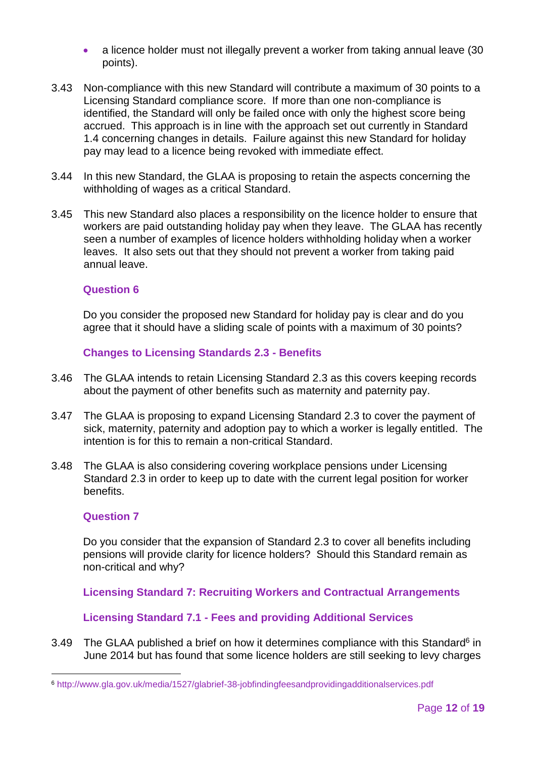- a licence holder must not illegally prevent a worker from taking annual leave (30 points).

3.43 Non-compliance with this new Standard will contribute a maximum of 30 points to a Licensing Standard compliance score. If more than one non-compliance is identified, the Standard will only be failed once with only the highest score being accrued. This approach is in line with the approach set out currently in Standard 1.4 concerning changes in details. Failure against this new Standard for holiday pay may lead to a licence being revoked with immediate effect.

3.44 In this new Standard, the GLAA is proposing to retain the aspects concerning the withholding of wages as a critical Standard.

3.45 This new Standard also places a responsibility on the licence holder to ensure that workers are paid outstanding holiday pay when they leave. The GLAA has recently seen a number of examples of licence holders withholding holiday when a worker leaves. It also sets out that they should not prevent a worker from taking paid annual leave.

**Question 6**

Do you consider the proposed new Standard for holiday pay is clear and do you agree that it should have a sliding scale of points with a maximum of 30 points?

### Changes to Licensing Standards 2.3 - Benefits

3.46 The GLAA intends to retain Licensing Standard 2.3 as this covers keeping records about the payment of other benefits such as maternity and paternity pay.

3.47 The GLAA is proposing to expand Licensing Standard 2.3 to cover the payment of sick, maternity, paternity and adoption pay to which a worker is legally entitled. The intention is for this to remain a non-critical Standard.

3.48 The GLAA is also considering covering workplace pensions under Licensing Standard 2.3 in order to keep up to date with the current legal position for worker benefits.

**Question 7**

Do you consider that the expansion of Standard 2.3 to cover all benefits including pensions will provide clarity for licence holders? Should this Standard remain as non-critical and why?

### Licensing Standard 7: Recruiting Workers and Contractual Arrangements

### Licensing Standard 7.1 - Fees and providing Additional Services

3.49 The GLAA published a brief on how it determines compliance with this Standard[6] in June 2014 but has found that some licence holders are still seeking to levy charges

[6] http://www.gla.gov.uk/media/1527/glabrief-38-jobfindingfeesandprovidingadditionalservices.pdf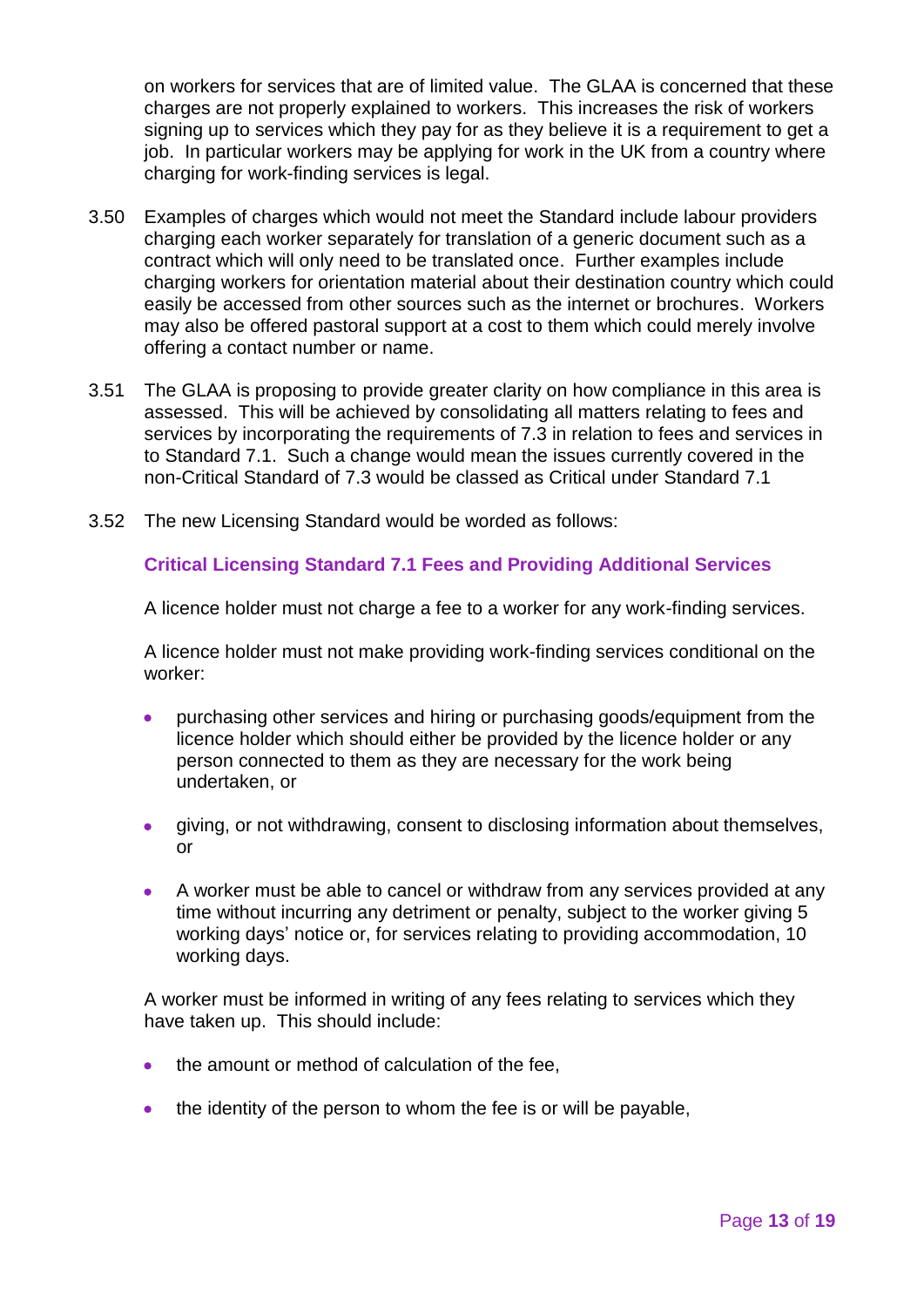on workers for services that are of limited value. The GLAA is concerned that these charges are not properly explained to workers. This increases the risk of workers signing up to services which they pay for as they believe it is a requirement to get a job. In particular workers may be applying for work in the UK from a country where charging for work-finding services is legal.

3.50 Examples of charges which would not meet the Standard include labour providers charging each worker separately for translation of a generic document such as a contract which will only need to be translated once. Further examples include charging workers for orientation material about their destination country which could easily be accessed from other sources such as the internet or brochures. Workers may also be offered pastoral support at a cost to them which could merely involve offering a contact number or name.

3.51 The GLAA is proposing to provide greater clarity on how compliance in this area is assessed. This will be achieved by consolidating all matters relating to fees and services by incorporating the requirements of 7.3 in relation to fees and services in to Standard 7.1. Such a change would mean the issues currently covered in the non-Critical Standard of 7.3 would be classed as Critical under Standard 7.1

3.52 The new Licensing Standard would be worded as follows:

**Critical Licensing Standard 7.1 Fees and Providing Additional Services**

A licence holder must not charge a fee to a worker for any work-finding services.

A licence holder must not make providing work-finding services conditional on the worker:

- purchasing other services and hiring or purchasing goods/equipment from the licence holder which should either be provided by the licence holder or any person connected to them as they are necessary for the work being undertaken, or
- giving, or not withdrawing, consent to disclosing information about themselves, or
- A worker must be able to cancel or withdraw from any services provided at any time without incurring any detriment or penalty, subject to the worker giving 5 working days' notice or, for services relating to providing accommodation, 10 working days.

A worker must be informed in writing of any fees relating to services which they have taken up. This should include:

- the amount or method of calculation of the fee,
- the identity of the person to whom the fee is or will be payable,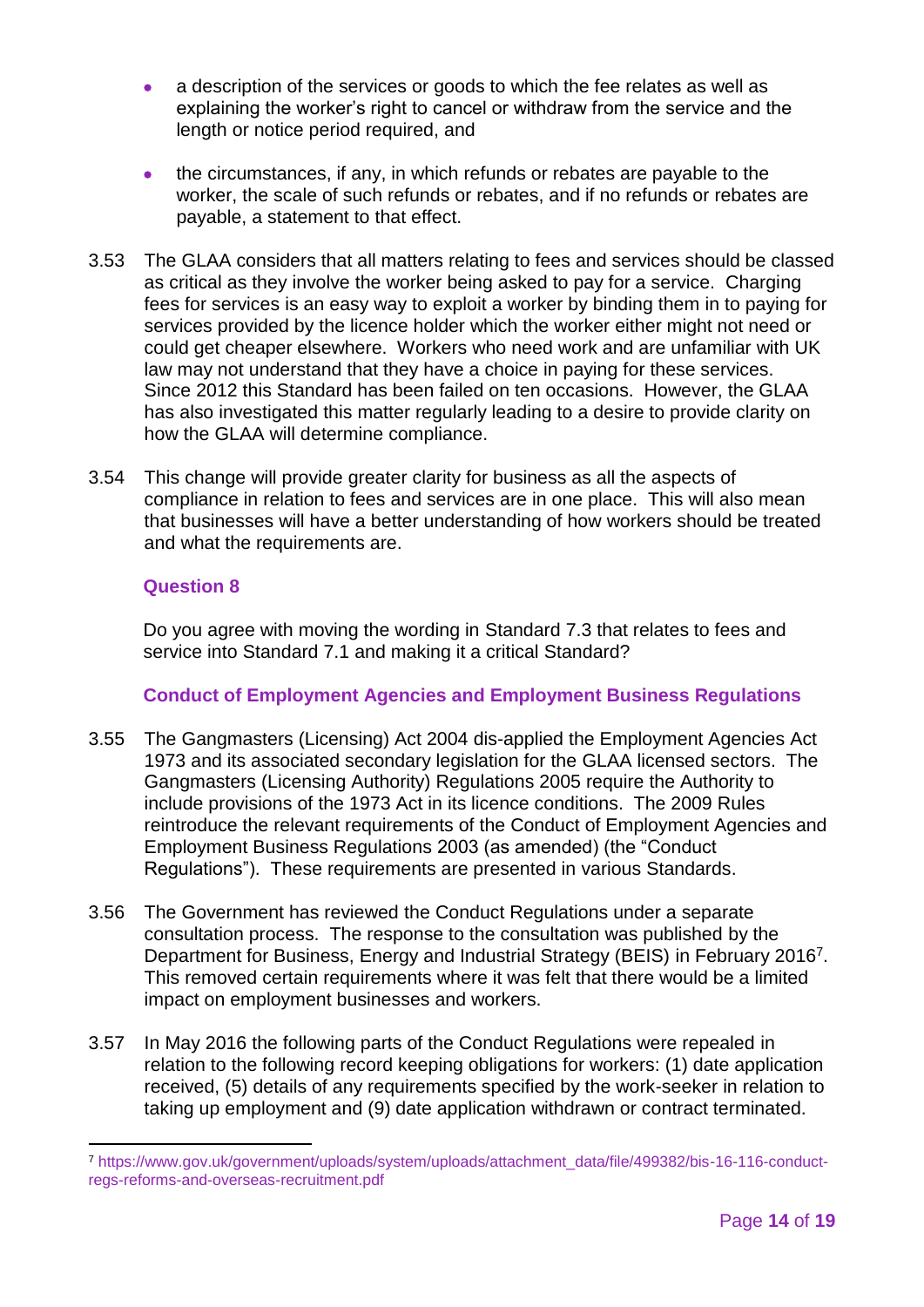- a description of the services or goods to which the fee relates as well as explaining the worker's right to cancel or withdraw from the service and the length or notice period required, and

- the circumstances, if any, in which refunds or rebates are payable to the worker, the scale of such refunds or rebates, and if no refunds or rebates are payable, a statement to that effect.

3.53 The GLAA considers that all matters relating to fees and services should be classed as critical as they involve the worker being asked to pay for a service. Charging fees for services is an easy way to exploit a worker by binding them in to paying for services provided by the licence holder which the worker either might not need or could get cheaper elsewhere. Workers who need work and are unfamiliar with UK law may not understand that they have a choice in paying for these services. Since 2012 this Standard has been failed on ten occasions. However, the GLAA has also investigated this matter regularly leading to a desire to provide clarity on how the GLAA will determine compliance.

3.54 This change will provide greater clarity for business as all the aspects of compliance in relation to fees and services are in one place. This will also mean that businesses will have a better understanding of how workers should be treated and what the requirements are.

**Question 8**

Do you agree with moving the wording in Standard 7.3 that relates to fees and service into Standard 7.1 and making it a critical Standard?

**Conduct of Employment Agencies and Employment Business Regulations**

3.55 The Gangmasters (Licensing) Act 2004 dis-applied the Employment Agencies Act 1973 and its associated secondary legislation for the GLAA licensed sectors. The Gangmasters (Licensing Authority) Regulations 2005 require the Authority to include provisions of the 1973 Act in its licence conditions. The 2009 Rules reintroduce the relevant requirements of the Conduct of Employment Agencies and Employment Business Regulations 2003 (as amended) (the "Conduct Regulations"). These requirements are presented in various Standards.

3.56 The Government has reviewed the Conduct Regulations under a separate consultation process. The response to the consultation was published by the Department for Business, Energy and Industrial Strategy (BEIS) in February 2016[7]. This removed certain requirements where it was felt that there would be a limited impact on employment businesses and workers.

3.57 In May 2016 the following parts of the Conduct Regulations were repealed in relation to the following record keeping obligations for workers: (1) date application received, (5) details of any requirements specified by the work-seeker in relation to taking up employment and (9) date application withdrawn or contract terminated.

---

[7] https://www.gov.uk/government/uploads/system/uploads/attachment_data/file/499382/bis-16-116-conduct-regs-reforms-and-overseas-recruitment.pdf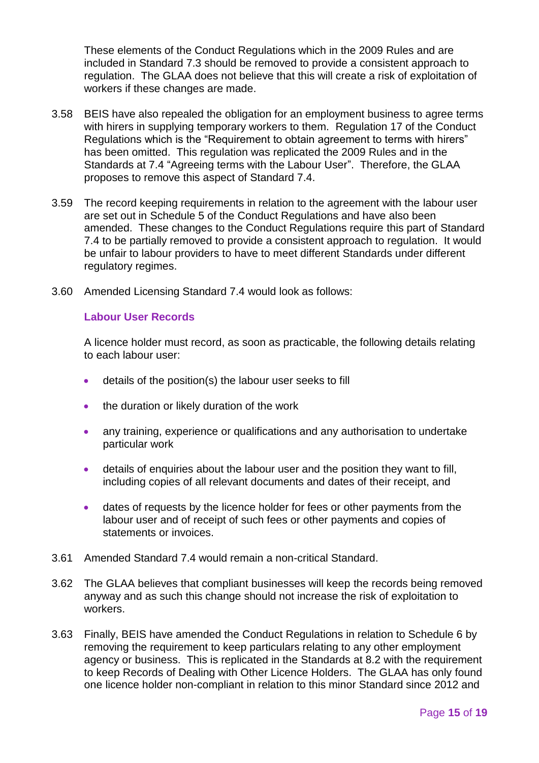These elements of the Conduct Regulations which in the 2009 Rules and are included in Standard 7.3 should be removed to provide a consistent approach to regulation. The GLAA does not believe that this will create a risk of exploitation of workers if these changes are made.

3.58 BEIS have also repealed the obligation for an employment business to agree terms with hirers in supplying temporary workers to them. Regulation 17 of the Conduct Regulations which is the "Requirement to obtain agreement to terms with hirers" has been omitted. This regulation was replicated the 2009 Rules and in the Standards at 7.4 "Agreeing terms with the Labour User". Therefore, the GLAA proposes to remove this aspect of Standard 7.4.

3.59 The record keeping requirements in relation to the agreement with the labour user are set out in Schedule 5 of the Conduct Regulations and have also been amended. These changes to the Conduct Regulations require this part of Standard 7.4 to be partially removed to provide a consistent approach to regulation. It would be unfair to labour providers to have to meet different Standards under different regulatory regimes.

3.60 Amended Licensing Standard 7.4 would look as follows:

**Labour User Records**

A licence holder must record, as soon as practicable, the following details relating to each labour user:

- details of the position(s) the labour user seeks to fill
- the duration or likely duration of the work
- any training, experience or qualifications and any authorisation to undertake particular work
- details of enquiries about the labour user and the position they want to fill, including copies of all relevant documents and dates of their receipt, and
- dates of requests by the licence holder for fees or other payments from the labour user and of receipt of such fees or other payments and copies of statements or invoices.

3.61 Amended Standard 7.4 would remain a non-critical Standard.

3.62 The GLAA believes that compliant businesses will keep the records being removed anyway and as such this change should not increase the risk of exploitation to workers.

3.63 Finally, BEIS have amended the Conduct Regulations in relation to Schedule 6 by removing the requirement to keep particulars relating to any other employment agency or business. This is replicated in the Standards at 8.2 with the requirement to keep Records of Dealing with Other Licence Holders. The GLAA has only found one licence holder non-compliant in relation to this minor Standard since 2012 and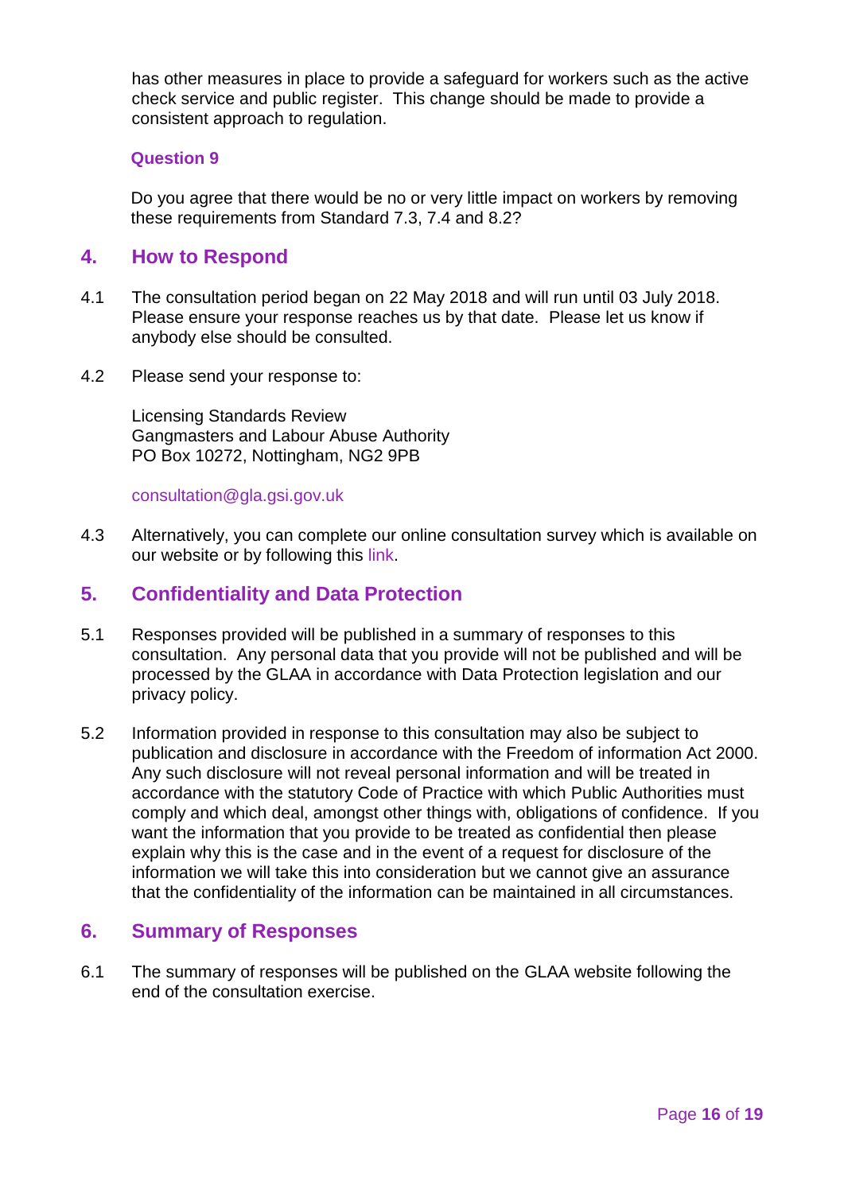has other measures in place to provide a safeguard for workers such as the active check service and public register. This change should be made to provide a consistent approach to regulation.

**Question 9**

Do you agree that there would be no or very little impact on workers by removing these requirements from Standard 7.3, 7.4 and 8.2?

## 4. How to Respond

4.1 The consultation period began on 22 May 2018 and will run until 03 July 2018. Please ensure your response reaches us by that date. Please let us know if anybody else should be consulted.

4.2 Please send your response to:

Licensing Standards Review
Gangmasters and Labour Abuse Authority
PO Box 10272, Nottingham, NG2 9PB

consultation@gla.gsi.gov.uk

4.3 Alternatively, you can complete our online consultation survey which is available on our website or by following this link.

## 5. Confidentiality and Data Protection

5.1 Responses provided will be published in a summary of responses to this consultation. Any personal data that you provide will not be published and will be processed by the GLAA in accordance with Data Protection legislation and our privacy policy.

5.2 Information provided in response to this consultation may also be subject to publication and disclosure in accordance with the Freedom of information Act 2000. Any such disclosure will not reveal personal information and will be treated in accordance with the statutory Code of Practice with which Public Authorities must comply and which deal, amongst other things with, obligations of confidence. If you want the information that you provide to be treated as confidential then please explain why this is the case and in the event of a request for disclosure of the information we will take this into consideration but we cannot give an assurance that the confidentiality of the information can be maintained in all circumstances.

## 6. Summary of Responses

6.1 The summary of responses will be published on the GLAA website following the end of the consultation exercise.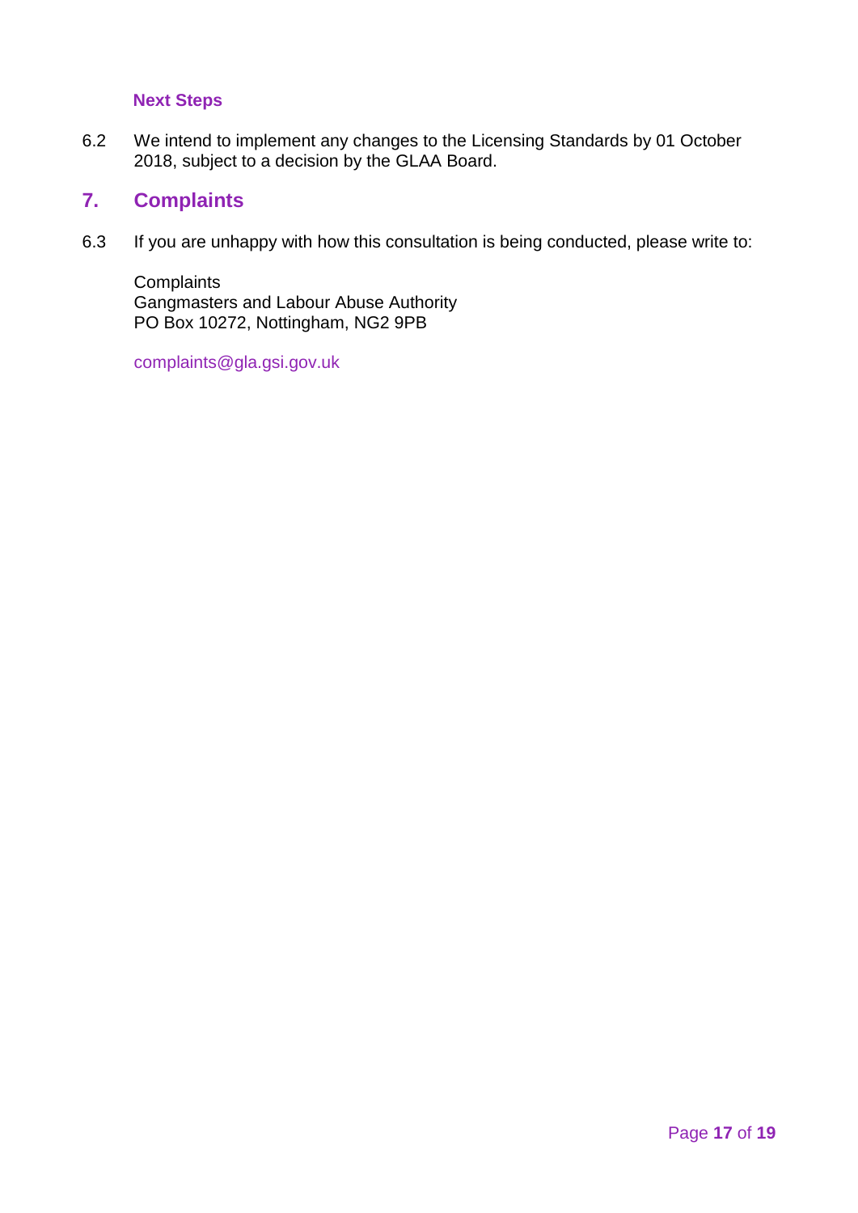### Next Steps

6.2 We intend to implement any changes to the Licensing Standards by 01 October 2018, subject to a decision by the GLAA Board.

## 7. Complaints

6.3 If you are unhappy with how this consultation is being conducted, please write to:

Complaints
Gangmasters and Labour Abuse Authority
PO Box 10272, Nottingham, NG2 9PB

complaints@gla.gsi.gov.uk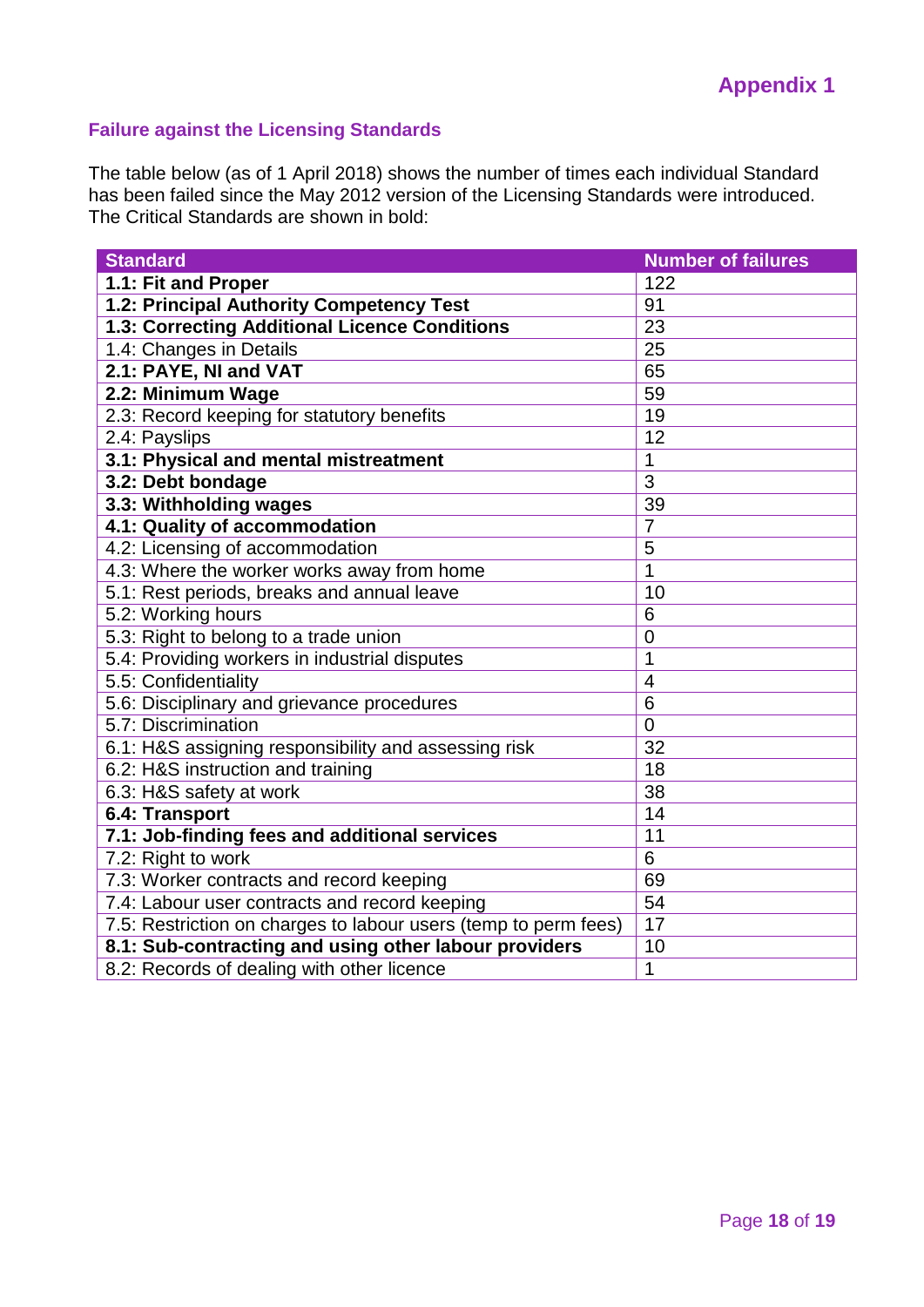# Appendix 1

## Failure against the Licensing Standards

The table below (as of 1 April 2018) shows the number of times each individual Standard has been failed since the May 2012 version of the Licensing Standards were introduced. The Critical Standards are shown in bold:

| Standard | Number of failures |
|---|---|
| **1.1: Fit and Proper** | 122 |
| **1.2: Principal Authority Competency Test** | 91 |
| **1.3: Correcting Additional Licence Conditions** | 23 |
| 1.4: Changes in Details | 25 |
| **2.1: PAYE, NI and VAT** | 65 |
| **2.2: Minimum Wage** | 59 |
| 2.3: Record keeping for statutory benefits | 19 |
| 2.4: Payslips | 12 |
| **3.1: Physical and mental mistreatment** | 1 |
| **3.2: Debt bondage** | 3 |
| **3.3: Withholding wages** | 39 |
| **4.1: Quality of accommodation** | 7 |
| 4.2: Licensing of accommodation | 5 |
| 4.3: Where the worker works away from home | 1 |
| 5.1: Rest periods, breaks and annual leave | 10 |
| 5.2: Working hours | 6 |
| 5.3: Right to belong to a trade union | 0 |
| 5.4: Providing workers in industrial disputes | 1 |
| 5.5: Confidentiality | 4 |
| 5.6: Disciplinary and grievance procedures | 6 |
| 5.7: Discrimination | 0 |
| 6.1: H&S assigning responsibility and assessing risk | 32 |
| 6.2: H&S instruction and training | 18 |
| 6.3: H&S safety at work | 38 |
| **6.4: Transport** | 14 |
| **7.1: Job-finding fees and additional services** | 11 |
| 7.2: Right to work | 6 |
| 7.3: Worker contracts and record keeping | 69 |
| 7.4: Labour user contracts and record keeping | 54 |
| 7.5: Restriction on charges to labour users (temp to perm fees) | 17 |
| **8.1: Sub-contracting and using other labour providers** | 10 |
| 8.2: Records of dealing with other licence | 1 |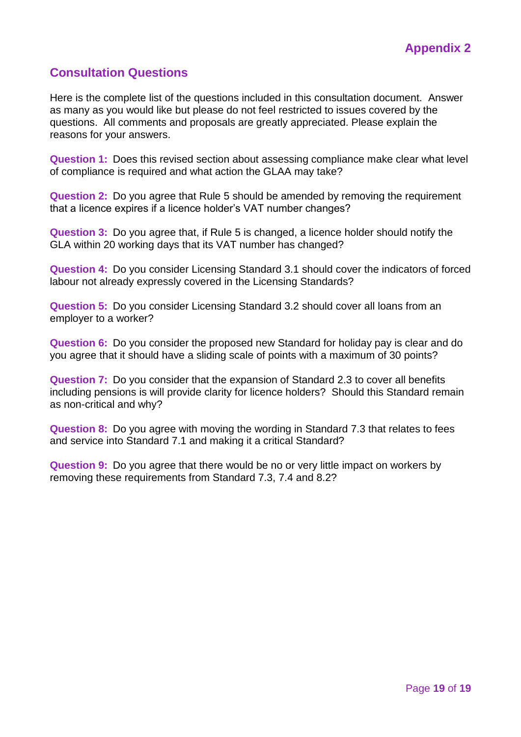Appendix 2

## Consultation Questions

Here is the complete list of the questions included in this consultation document. Answer as many as you would like but please do not feel restricted to issues covered by the questions. All comments and proposals are greatly appreciated. Please explain the reasons for your answers.

**Question 1:** Does this revised section about assessing compliance make clear what level of compliance is required and what action the GLAA may take?

**Question 2:** Do you agree that Rule 5 should be amended by removing the requirement that a licence expires if a licence holder's VAT number changes?

**Question 3:** Do you agree that, if Rule 5 is changed, a licence holder should notify the GLA within 20 working days that its VAT number has changed?

**Question 4:** Do you consider Licensing Standard 3.1 should cover the indicators of forced labour not already expressly covered in the Licensing Standards?

**Question 5:** Do you consider Licensing Standard 3.2 should cover all loans from an employer to a worker?

**Question 6:** Do you consider the proposed new Standard for holiday pay is clear and do you agree that it should have a sliding scale of points with a maximum of 30 points?

**Question 7:** Do you consider that the expansion of Standard 2.3 to cover all benefits including pensions is will provide clarity for licence holders? Should this Standard remain as non-critical and why?

**Question 8:** Do you agree with moving the wording in Standard 7.3 that relates to fees and service into Standard 7.1 and making it a critical Standard?

**Question 9:** Do you agree that there would be no or very little impact on workers by removing these requirements from Standard 7.3, 7.4 and 8.2?